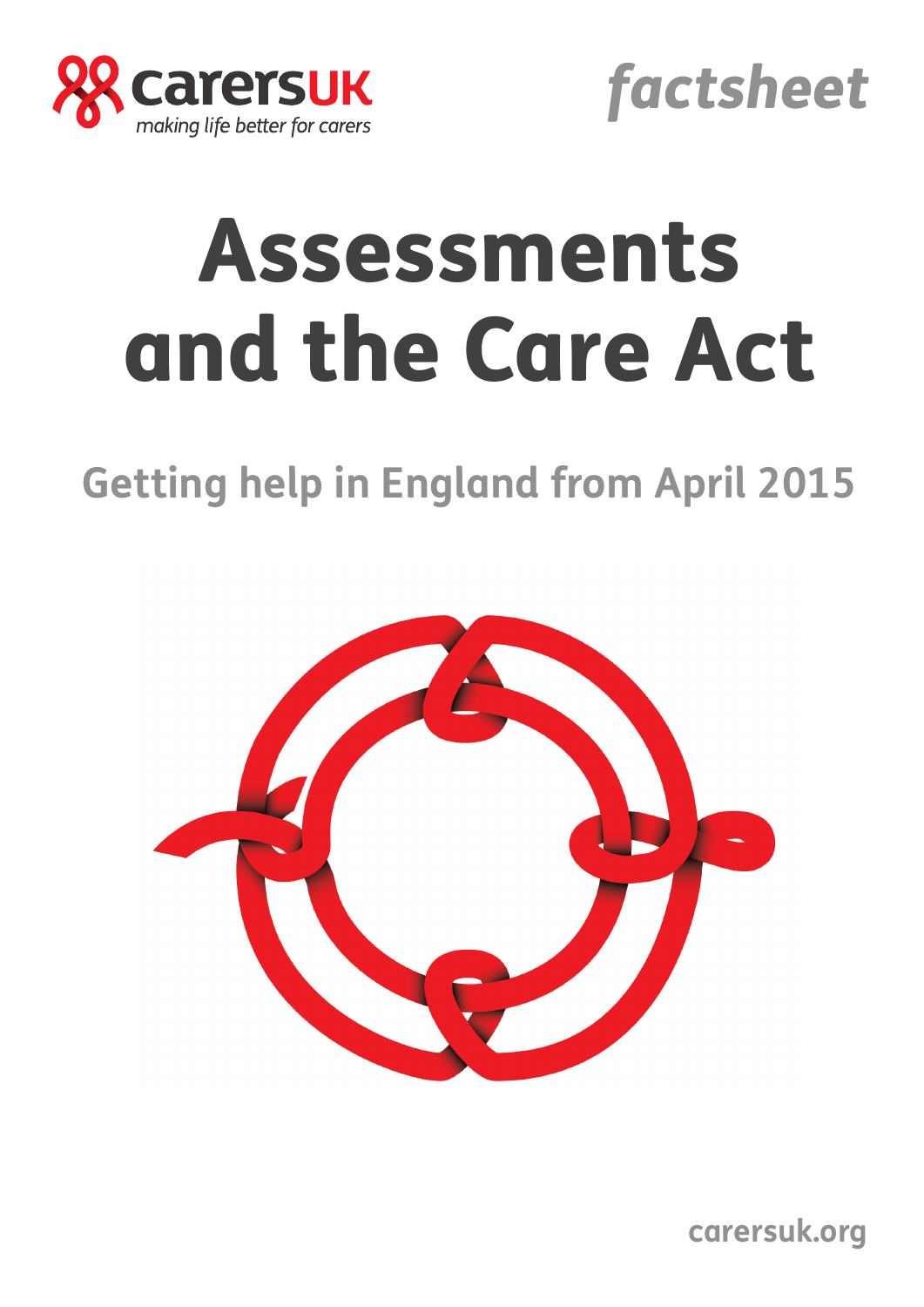carersUK
making life better for carers

factsheet

# Assessments and the Care Act

## Getting help in England from April 2015

carersuk.org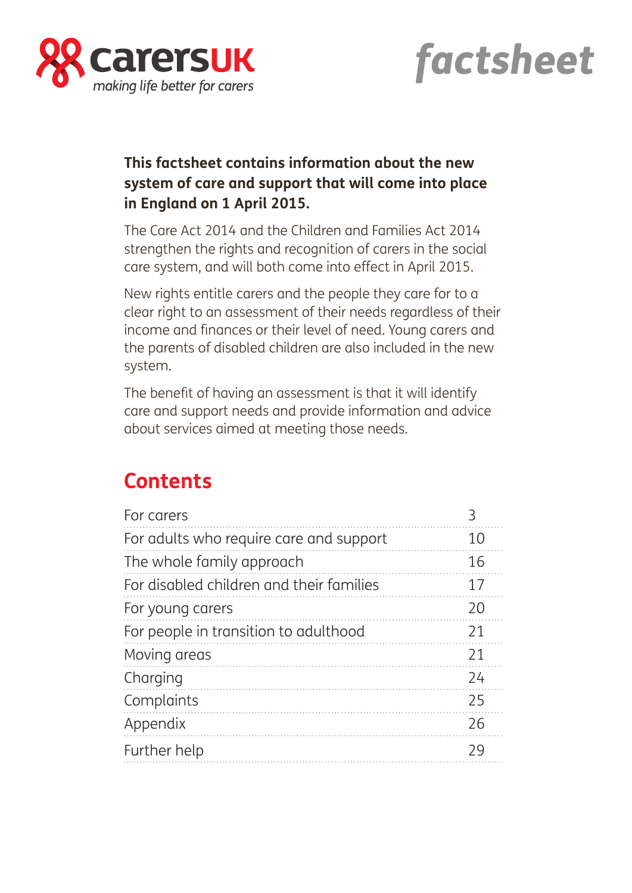carersUK
*making life better for carers*

*factsheet*

**This factsheet contains information about the new system of care and support that will come into place in England on 1 April 2015.**

The Care Act 2014 and the Children and Families Act 2014 strengthen the rights and recognition of carers in the social care system, and will both come into effect in April 2015.

New rights entitle carers and the people they care for to a clear right to an assessment of their needs regardless of their income and finances or their level of need. Young carers and the parents of disabled children are also included in the new system.

The benefit of having an assessment is that it will identify care and support needs and provide information and advice about services aimed at meeting those needs.

## Contents

| | |
|---|---|
| For carers | 3 |
| For adults who require care and support | 10 |
| The whole family approach | 16 |
| For disabled children and their families | 17 |
| For young carers | 20 |
| For people in transition to adulthood | 21 |
| Moving areas | 21 |
| Charging | 24 |
| Complaints | 25 |
| Appendix | 26 |
| Further help | 29 |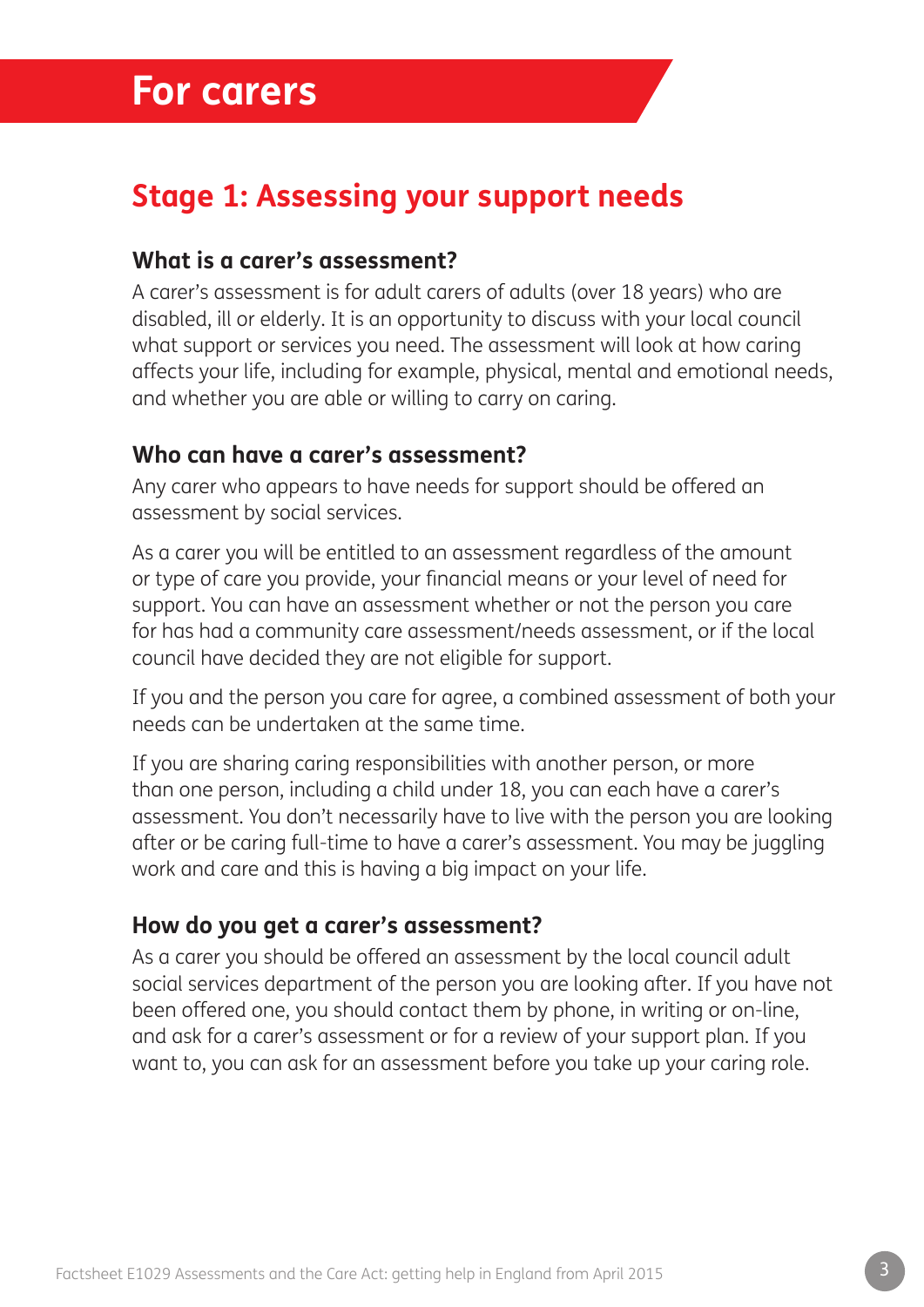# For carers

## Stage 1: Assessing your support needs

### What is a carer's assessment?

A carer's assessment is for adult carers of adults (over 18 years) who are disabled, ill or elderly. It is an opportunity to discuss with your local council what support or services you need. The assessment will look at how caring affects your life, including for example, physical, mental and emotional needs, and whether you are able or willing to carry on caring.

### Who can have a carer's assessment?

Any carer who appears to have needs for support should be offered an assessment by social services.

As a carer you will be entitled to an assessment regardless of the amount or type of care you provide, your financial means or your level of need for support. You can have an assessment whether or not the person you care for has had a community care assessment/needs assessment, or if the local council have decided they are not eligible for support.

If you and the person you care for agree, a combined assessment of both your needs can be undertaken at the same time.

If you are sharing caring responsibilities with another person, or more than one person, including a child under 18, you can each have a carer's assessment. You don't necessarily have to live with the person you are looking after or be caring full-time to have a carer's assessment. You may be juggling work and care and this is having a big impact on your life.

### How do you get a carer's assessment?

As a carer you should be offered an assessment by the local council adult social services department of the person you are looking after. If you have not been offered one, you should contact them by phone, in writing or on-line, and ask for a carer's assessment or for a review of your support plan. If you want to, you can ask for an assessment before you take up your caring role.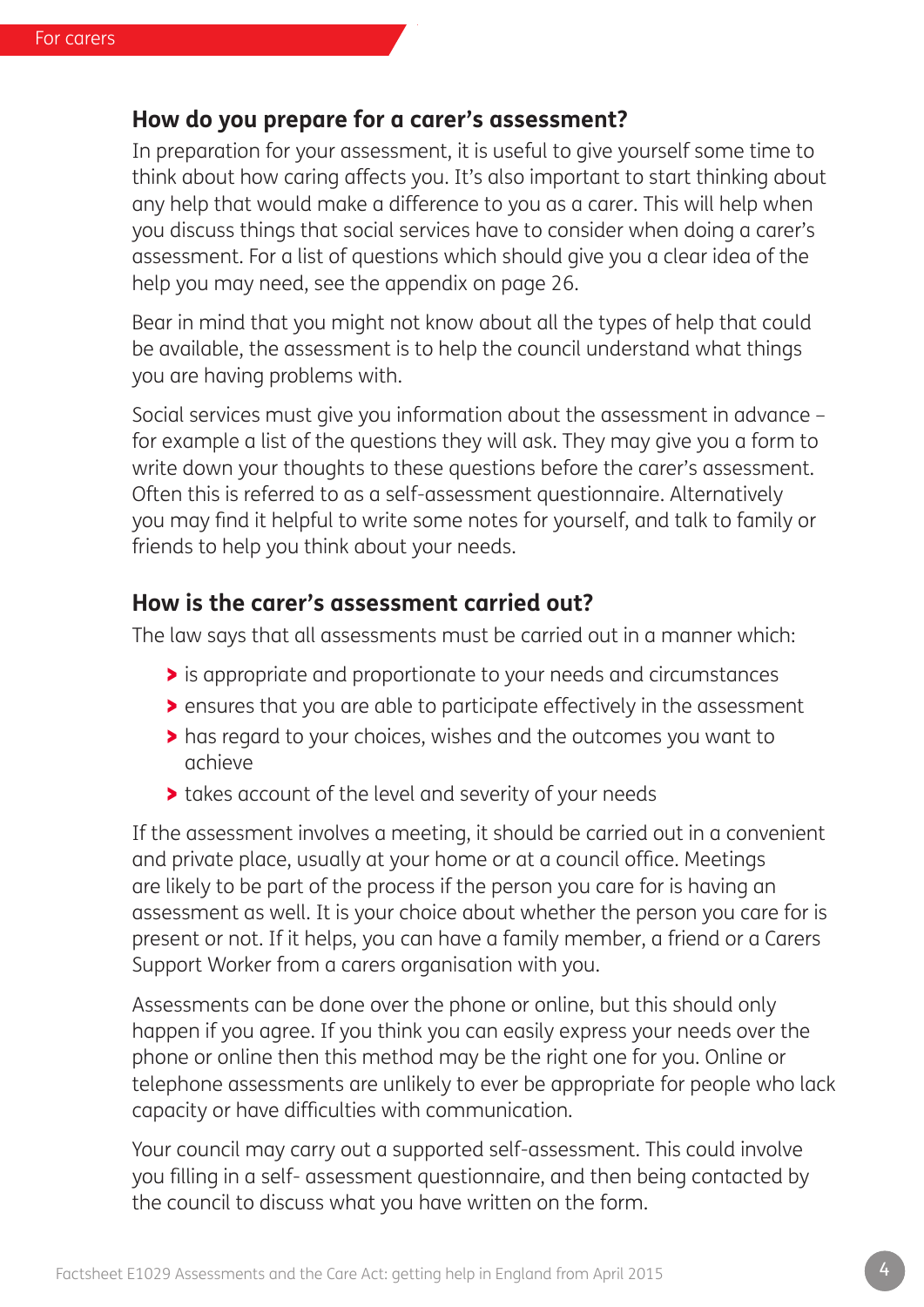## How do you prepare for a carer's assessment?

In preparation for your assessment, it is useful to give yourself some time to think about how caring affects you. It's also important to start thinking about any help that would make a difference to you as a carer. This will help when you discuss things that social services have to consider when doing a carer's assessment. For a list of questions which should give you a clear idea of the help you may need, see the appendix on page 26.

Bear in mind that you might not know about all the types of help that could be available, the assessment is to help the council understand what things you are having problems with.

Social services must give you information about the assessment in advance – for example a list of the questions they will ask. They may give you a form to write down your thoughts to these questions before the carer's assessment. Often this is referred to as a self-assessment questionnaire. Alternatively you may find it helpful to write some notes for yourself, and talk to family or friends to help you think about your needs.

## How is the carer's assessment carried out?

The law says that all assessments must be carried out in a manner which:

- is appropriate and proportionate to your needs and circumstances
- ensures that you are able to participate effectively in the assessment
- has regard to your choices, wishes and the outcomes you want to achieve
- takes account of the level and severity of your needs

If the assessment involves a meeting, it should be carried out in a convenient and private place, usually at your home or at a council office. Meetings are likely to be part of the process if the person you care for is having an assessment as well. It is your choice about whether the person you care for is present or not. If it helps, you can have a family member, a friend or a Carers Support Worker from a carers organisation with you.

Assessments can be done over the phone or online, but this should only happen if you agree. If you think you can easily express your needs over the phone or online then this method may be the right one for you. Online or telephone assessments are unlikely to ever be appropriate for people who lack capacity or have difficulties with communication.

Your council may carry out a supported self-assessment. This could involve you filling in a self- assessment questionnaire, and then being contacted by the council to discuss what you have written on the form.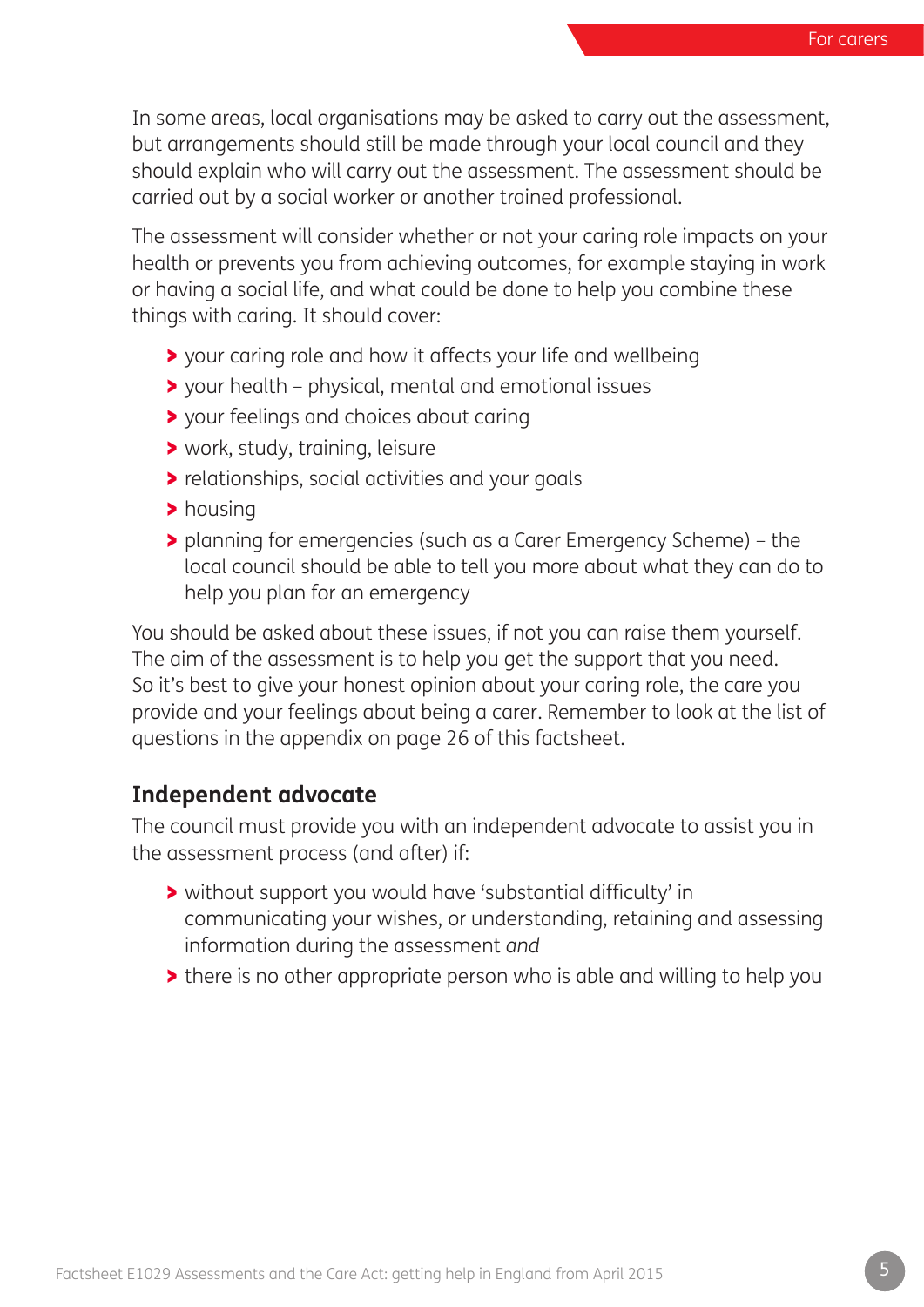In some areas, local organisations may be asked to carry out the assessment, but arrangements should still be made through your local council and they should explain who will carry out the assessment. The assessment should be carried out by a social worker or another trained professional.

The assessment will consider whether or not your caring role impacts on your health or prevents you from achieving outcomes, for example staying in work or having a social life, and what could be done to help you combine these things with caring. It should cover:

- your caring role and how it affects your life and wellbeing
- your health – physical, mental and emotional issues
- your feelings and choices about caring
- work, study, training, leisure
- relationships, social activities and your goals
- housing
- planning for emergencies (such as a Carer Emergency Scheme) – the local council should be able to tell you more about what they can do to help you plan for an emergency

You should be asked about these issues, if not you can raise them yourself. The aim of the assessment is to help you get the support that you need. So it's best to give your honest opinion about your caring role, the care you provide and your feelings about being a carer. Remember to look at the list of questions in the appendix on page 26 of this factsheet.

## Independent advocate

The council must provide you with an independent advocate to assist you in the assessment process (and after) if:

- without support you would have 'substantial difficulty' in communicating your wishes, or understanding, retaining and assessing information during the assessment *and*
- there is no other appropriate person who is able and willing to help you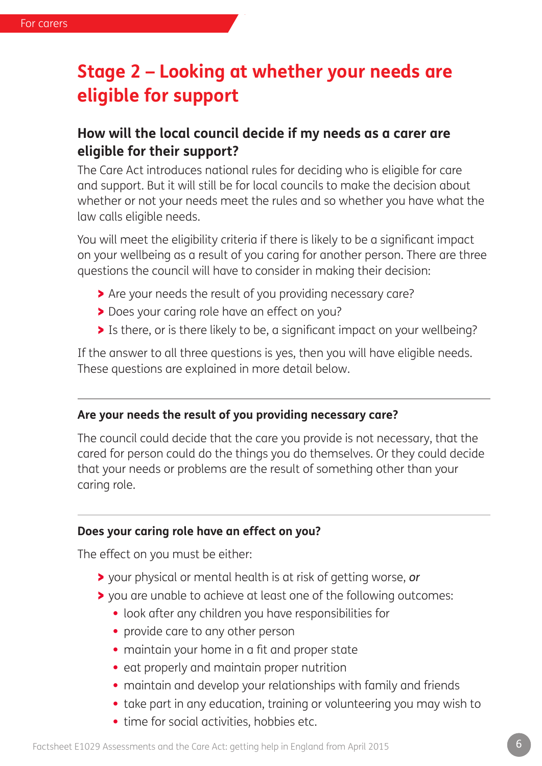## Stage 2 – Looking at whether your needs are eligible for support

### How will the local council decide if my needs as a carer are eligible for their support?

The Care Act introduces national rules for deciding who is eligible for care and support. But it will still be for local councils to make the decision about whether or not your needs meet the rules and so whether you have what the law calls eligible needs.

You will meet the eligibility criteria if there is likely to be a significant impact on your wellbeing as a result of you caring for another person. There are three questions the council will have to consider in making their decision:

- Are your needs the result of you providing necessary care?
- Does your caring role have an effect on you?
- Is there, or is there likely to be, a significant impact on your wellbeing?

If the answer to all three questions is yes, then you will have eligible needs. These questions are explained in more detail below.

---

#### Are your needs the result of you providing necessary care?

The council could decide that the care you provide is not necessary, that the cared for person could do the things you do themselves. Or they could decide that your needs or problems are the result of something other than your caring role.

---

#### Does your caring role have an effect on you?

The effect on you must be either:

- your physical or mental health is at risk of getting worse, ***or***
- you are unable to achieve at least one of the following outcomes:
  - look after any children you have responsibilities for
  - provide care to any other person
  - maintain your home in a fit and proper state
  - eat properly and maintain proper nutrition
  - maintain and develop your relationships with family and friends
  - take part in any education, training or volunteering you may wish to
  - time for social activities, hobbies etc.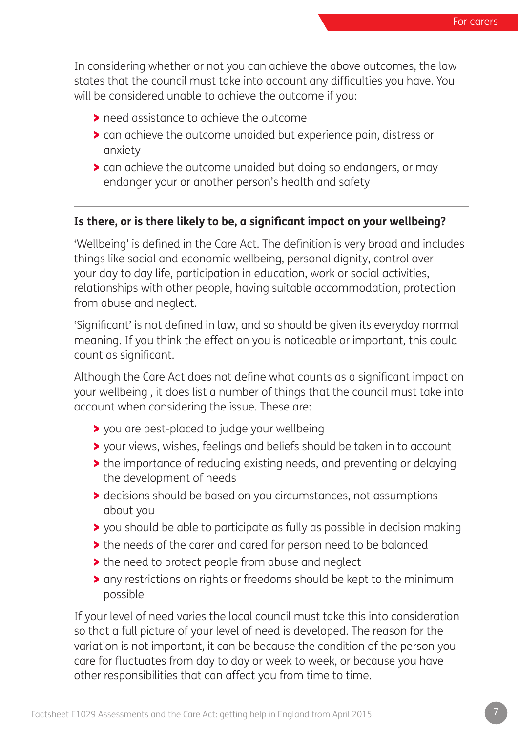In considering whether or not you can achieve the above outcomes, the law states that the council must take into account any difficulties you have. You will be considered unable to achieve the outcome if you:

- need assistance to achieve the outcome
- can achieve the outcome unaided but experience pain, distress or anxiety
- can achieve the outcome unaided but doing so endangers, or may endanger your or another person's health and safety

---

**Is there, or is there likely to be, a significant impact on your wellbeing?**

'Wellbeing' is defined in the Care Act. The definition is very broad and includes things like social and economic wellbeing, personal dignity, control over your day to day life, participation in education, work or social activities, relationships with other people, having suitable accommodation, protection from abuse and neglect.

'Significant' is not defined in law, and so should be given its everyday normal meaning. If you think the effect on you is noticeable or important, this could count as significant.

Although the Care Act does not define what counts as a significant impact on your wellbeing , it does list a number of things that the council must take into account when considering the issue. These are:

- you are best-placed to judge your wellbeing
- your views, wishes, feelings and beliefs should be taken in to account
- the importance of reducing existing needs, and preventing or delaying the development of needs
- decisions should be based on you circumstances, not assumptions about you
- you should be able to participate as fully as possible in decision making
- the needs of the carer and cared for person need to be balanced
- the need to protect people from abuse and neglect
- any restrictions on rights or freedoms should be kept to the minimum possible

If your level of need varies the local council must take this into consideration so that a full picture of your level of need is developed. The reason for the variation is not important, it can be because the condition of the person you care for fluctuates from day to day or week to week, or because you have other responsibilities that can affect you from time to time.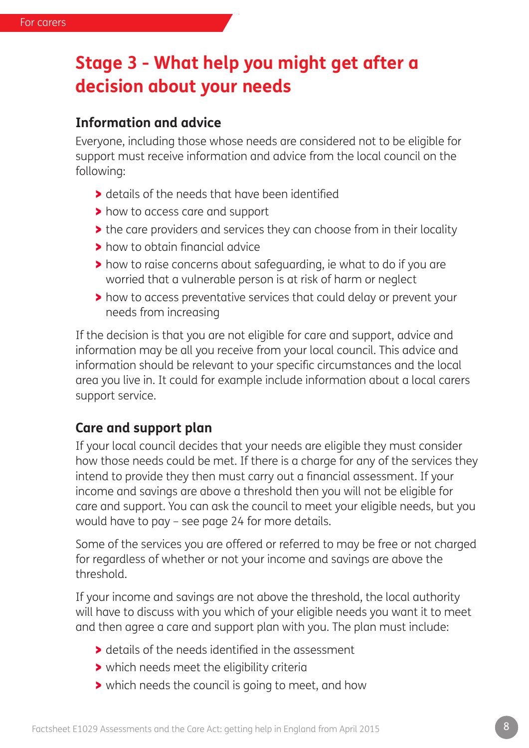## Stage 3 - What help you might get after a decision about your needs

### Information and advice

Everyone, including those whose needs are considered not to be eligible for support must receive information and advice from the local council on the following:

- details of the needs that have been identified
- how to access care and support
- the care providers and services they can choose from in their locality
- how to obtain financial advice
- how to raise concerns about safeguarding, ie what to do if you are worried that a vulnerable person is at risk of harm or neglect
- how to access preventative services that could delay or prevent your needs from increasing

If the decision is that you are not eligible for care and support, advice and information may be all you receive from your local council. This advice and information should be relevant to your specific circumstances and the local area you live in. It could for example include information about a local carers support service.

### Care and support plan

If your local council decides that your needs are eligible they must consider how those needs could be met. If there is a charge for any of the services they intend to provide they then must carry out a financial assessment. If your income and savings are above a threshold then you will not be eligible for care and support. You can ask the council to meet your eligible needs, but you would have to pay – see page 24 for more details.

Some of the services you are offered or referred to may be free or not charged for regardless of whether or not your income and savings are above the threshold.

If your income and savings are not above the threshold, the local authority will have to discuss with you which of your eligible needs you want it to meet and then agree a care and support plan with you. The plan must include:

- details of the needs identified in the assessment
- which needs meet the eligibility criteria
- which needs the council is going to meet, and how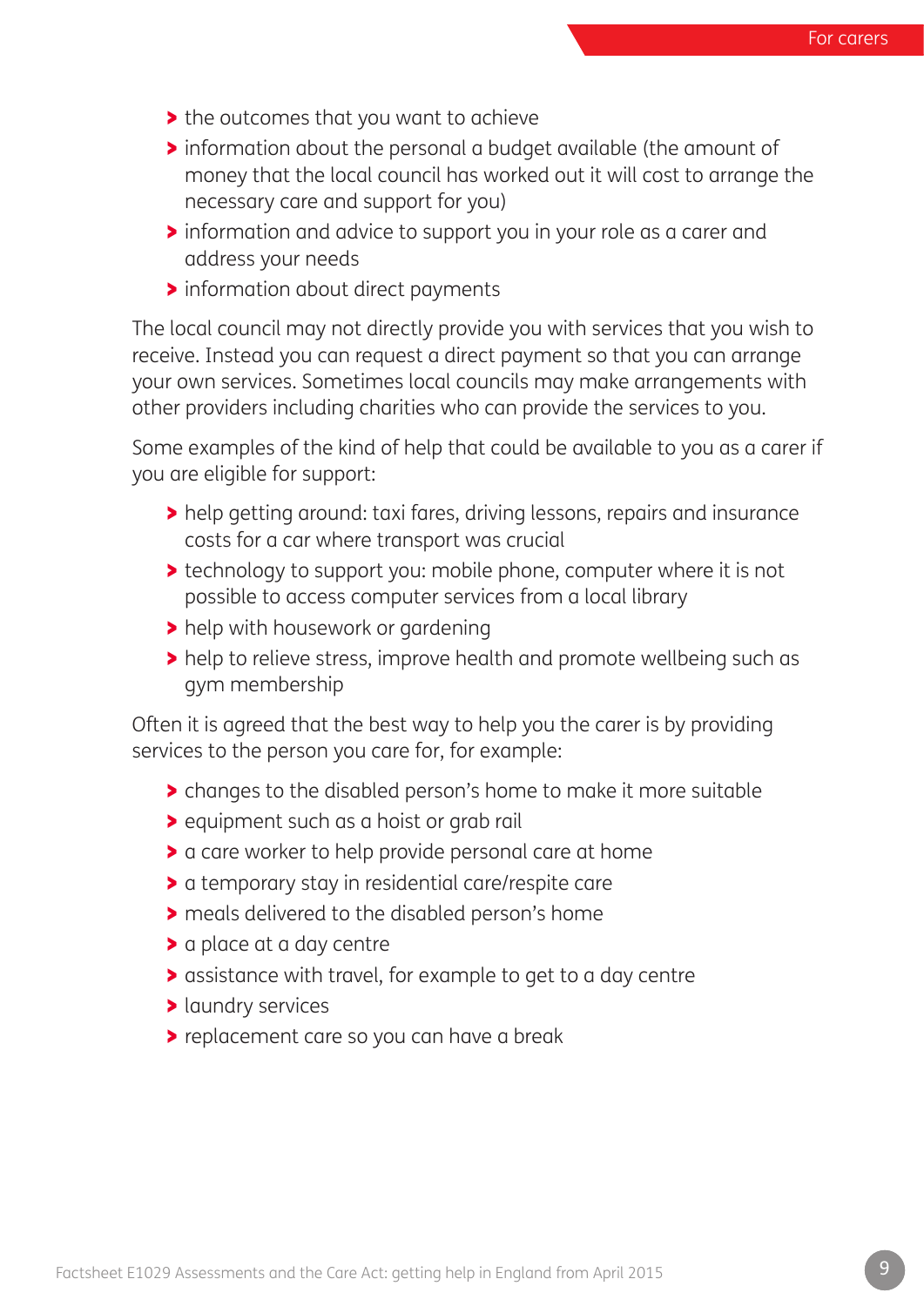- the outcomes that you want to achieve
- information about the personal a budget available (the amount of money that the local council has worked out it will cost to arrange the necessary care and support for you)
- information and advice to support you in your role as a carer and address your needs
- information about direct payments

The local council may not directly provide you with services that you wish to receive. Instead you can request a direct payment so that you can arrange your own services. Sometimes local councils may make arrangements with other providers including charities who can provide the services to you.

Some examples of the kind of help that could be available to you as a carer if you are eligible for support:

- help getting around: taxi fares, driving lessons, repairs and insurance costs for a car where transport was crucial
- technology to support you: mobile phone, computer where it is not possible to access computer services from a local library
- help with housework or gardening
- help to relieve stress, improve health and promote wellbeing such as gym membership

Often it is agreed that the best way to help you the carer is by providing services to the person you care for, for example:

- changes to the disabled person's home to make it more suitable
- equipment such as a hoist or grab rail
- a care worker to help provide personal care at home
- a temporary stay in residential care/respite care
- meals delivered to the disabled person's home
- a place at a day centre
- assistance with travel, for example to get to a day centre
- laundry services
- replacement care so you can have a break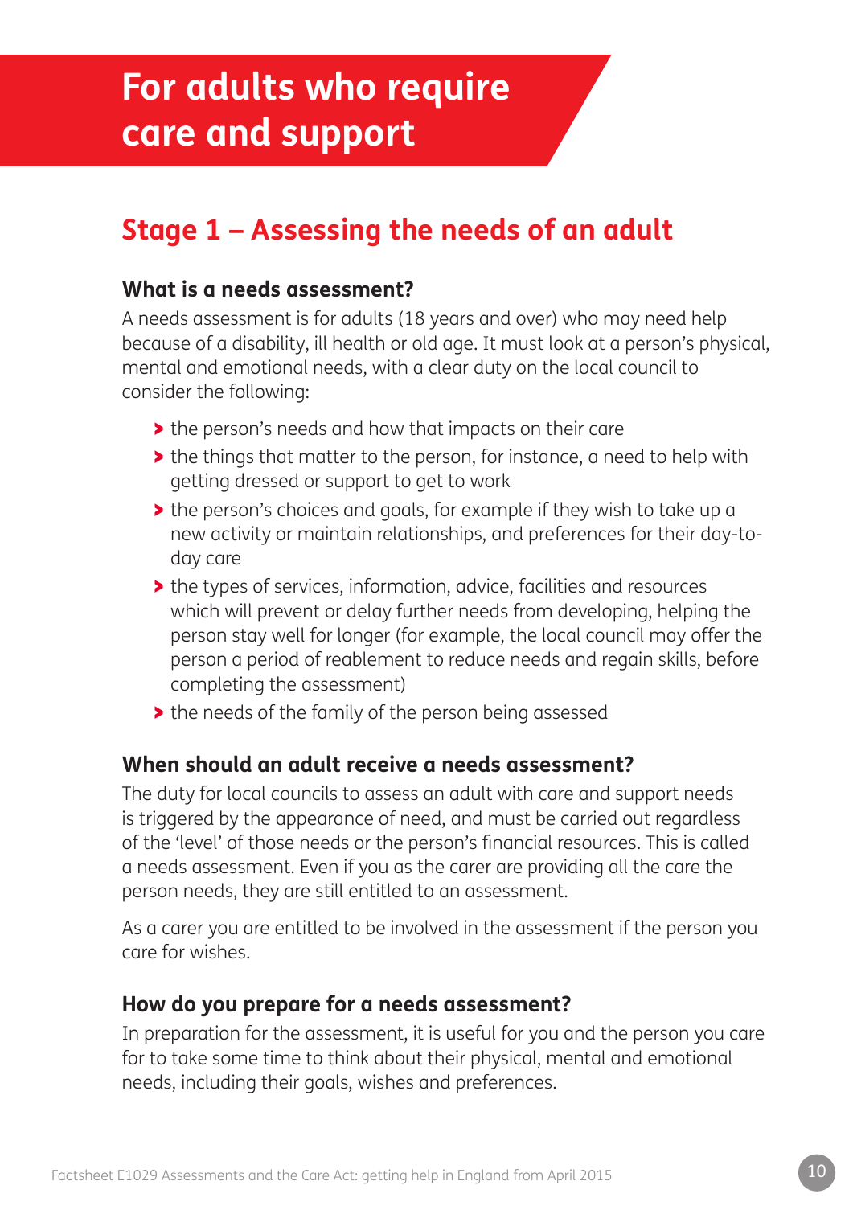# For adults who require care and support

## Stage 1 – Assessing the needs of an adult

### What is a needs assessment?

A needs assessment is for adults (18 years and over) who may need help because of a disability, ill health or old age. It must look at a person's physical, mental and emotional needs, with a clear duty on the local council to consider the following:

- the person's needs and how that impacts on their care
- the things that matter to the person, for instance, a need to help with getting dressed or support to get to work
- the person's choices and goals, for example if they wish to take up a new activity or maintain relationships, and preferences for their day-to-day care
- the types of services, information, advice, facilities and resources which will prevent or delay further needs from developing, helping the person stay well for longer (for example, the local council may offer the person a period of reablement to reduce needs and regain skills, before completing the assessment)
- the needs of the family of the person being assessed

### When should an adult receive a needs assessment?

The duty for local councils to assess an adult with care and support needs is triggered by the appearance of need, and must be carried out regardless of the 'level' of those needs or the person's financial resources. This is called a needs assessment. Even if you as the carer are providing all the care the person needs, they are still entitled to an assessment.

As a carer you are entitled to be involved in the assessment if the person you care for wishes.

### How do you prepare for a needs assessment?

In preparation for the assessment, it is useful for you and the person you care for to take some time to think about their physical, mental and emotional needs, including their goals, wishes and preferences.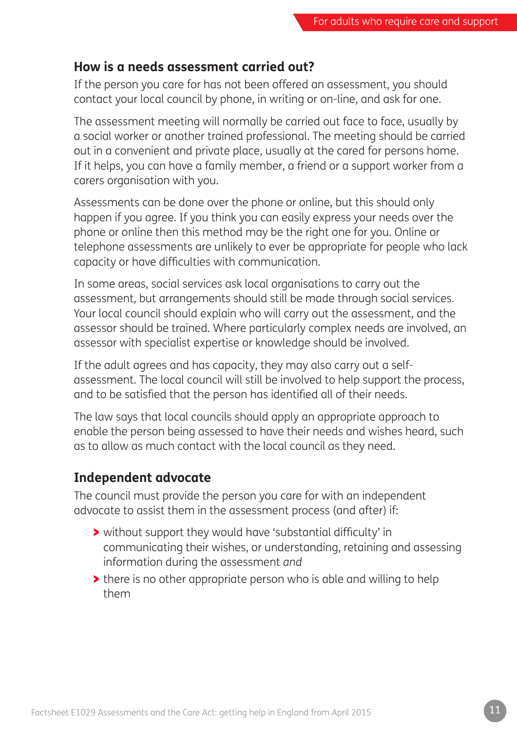## How is a needs assessment carried out?

If the person you care for has not been offered an assessment, you should contact your local council by phone, in writing or on-line, and ask for one.

The assessment meeting will normally be carried out face to face, usually by a social worker or another trained professional. The meeting should be carried out in a convenient and private place, usually at the cared for persons home. If it helps, you can have a family member, a friend or a support worker from a carers organisation with you.

Assessments can be done over the phone or online, but this should only happen if you agree. If you think you can easily express your needs over the phone or online then this method may be the right one for you. Online or telephone assessments are unlikely to ever be appropriate for people who lack capacity or have difficulties with communication.

In some areas, social services ask local organisations to carry out the assessment, but arrangements should still be made through social services. Your local council should explain who will carry out the assessment, and the assessor should be trained. Where particularly complex needs are involved, an assessor with specialist expertise or knowledge should be involved.

If the adult agrees and has capacity, they may also carry out a self-assessment. The local council will still be involved to help support the process, and to be satisfied that the person has identified all of their needs.

The law says that local councils should apply an appropriate approach to enable the person being assessed to have their needs and wishes heard, such as to allow as much contact with the local council as they need.

## Independent advocate

The council must provide the person you care for with an independent advocate to assist them in the assessment process (and after) if:

- without support they would have 'substantial difficulty' in communicating their wishes, or understanding, retaining and assessing information during the assessment *and*
- there is no other appropriate person who is able and willing to help them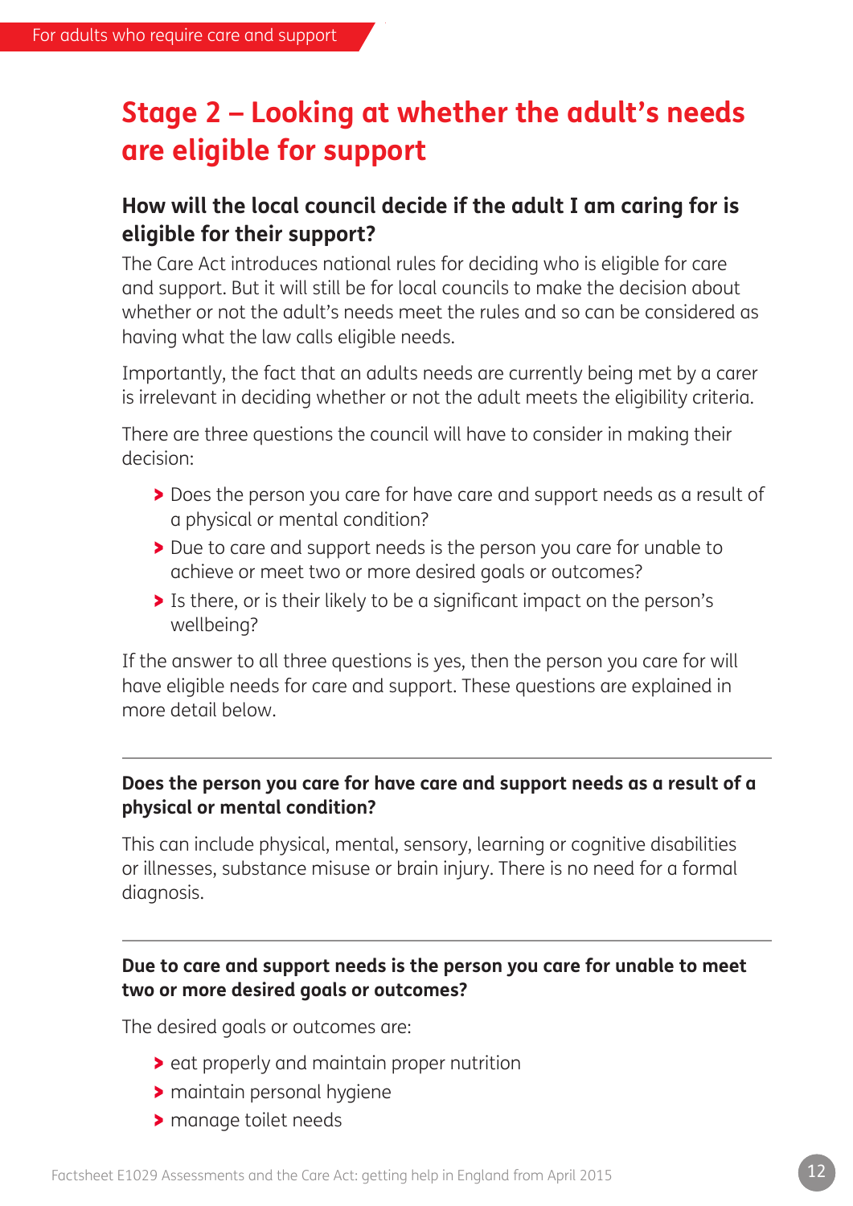# Stage 2 – Looking at whether the adult's needs are eligible for support

## How will the local council decide if the adult I am caring for is eligible for their support?

The Care Act introduces national rules for deciding who is eligible for care and support. But it will still be for local councils to make the decision about whether or not the adult's needs meet the rules and so can be considered as having what the law calls eligible needs.

Importantly, the fact that an adults needs are currently being met by a carer is irrelevant in deciding whether or not the adult meets the eligibility criteria.

There are three questions the council will have to consider in making their decision:

- Does the person you care for have care and support needs as a result of a physical or mental condition?
- Due to care and support needs is the person you care for unable to achieve or meet two or more desired goals or outcomes?
- Is there, or is their likely to be a significant impact on the person's wellbeing?

If the answer to all three questions is yes, then the person you care for will have eligible needs for care and support. These questions are explained in more detail below.

---

### Does the person you care for have care and support needs as a result of a physical or mental condition?

This can include physical, mental, sensory, learning or cognitive disabilities or illnesses, substance misuse or brain injury. There is no need for a formal diagnosis.

---

### Due to care and support needs is the person you care for unable to meet two or more desired goals or outcomes?

The desired goals or outcomes are:

- eat properly and maintain proper nutrition
- maintain personal hygiene
- manage toilet needs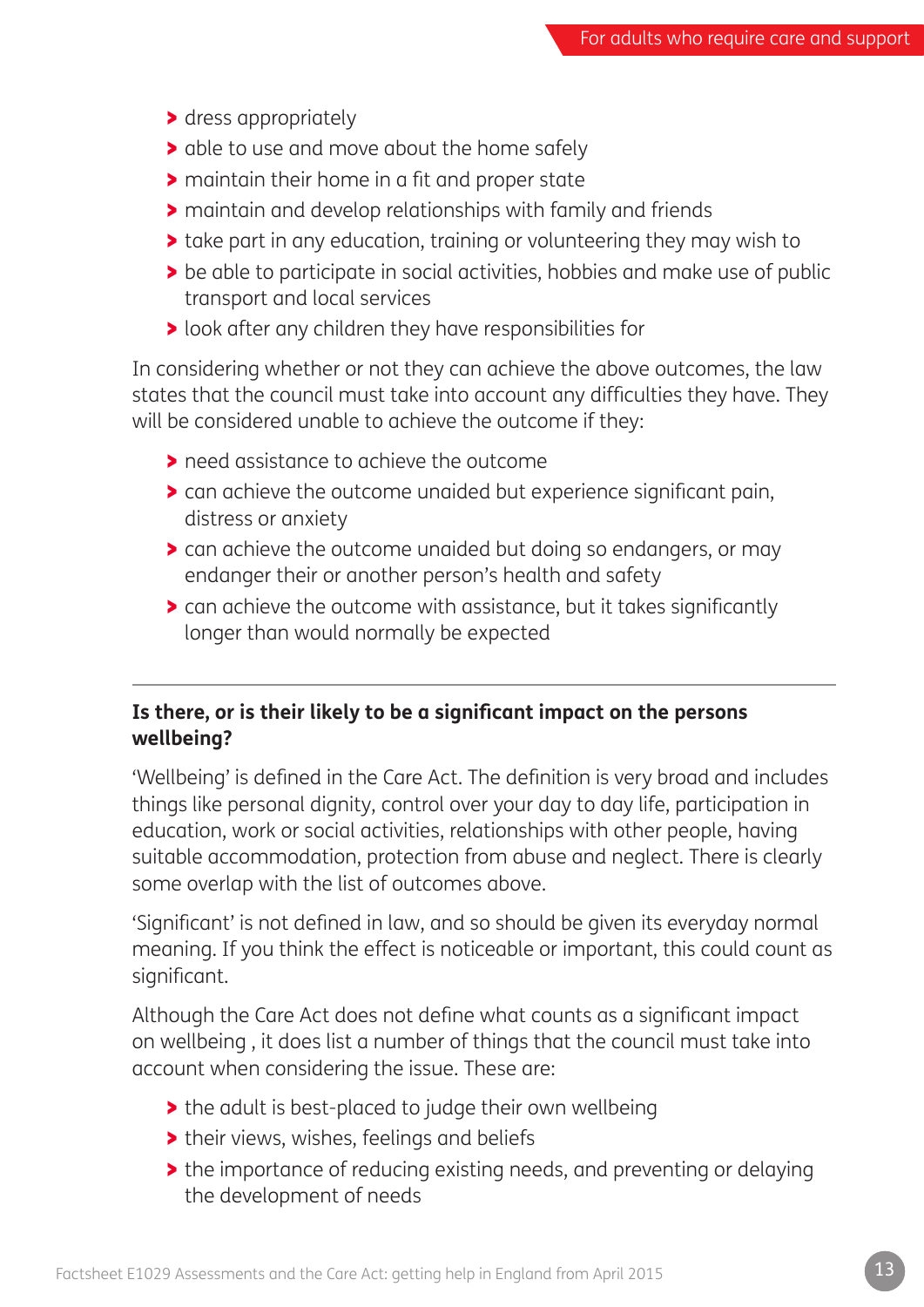- dress appropriately
- able to use and move about the home safely
- maintain their home in a fit and proper state
- maintain and develop relationships with family and friends
- take part in any education, training or volunteering they may wish to
- be able to participate in social activities, hobbies and make use of public transport and local services
- look after any children they have responsibilities for

In considering whether or not they can achieve the above outcomes, the law states that the council must take into account any difficulties they have. They will be considered unable to achieve the outcome if they:

- need assistance to achieve the outcome
- can achieve the outcome unaided but experience significant pain, distress or anxiety
- can achieve the outcome unaided but doing so endangers, or may endanger their or another person's health and safety
- can achieve the outcome with assistance, but it takes significantly longer than would normally be expected

---

**Is there, or is their likely to be a significant impact on the persons wellbeing?**

'Wellbeing' is defined in the Care Act. The definition is very broad and includes things like personal dignity, control over your day to day life, participation in education, work or social activities, relationships with other people, having suitable accommodation, protection from abuse and neglect. There is clearly some overlap with the list of outcomes above.

'Significant' is not defined in law, and so should be given its everyday normal meaning. If you think the effect is noticeable or important, this could count as significant.

Although the Care Act does not define what counts as a significant impact on wellbeing , it does list a number of things that the council must take into account when considering the issue. These are:

- the adult is best-placed to judge their own wellbeing
- their views, wishes, feelings and beliefs
- the importance of reducing existing needs, and preventing or delaying the development of needs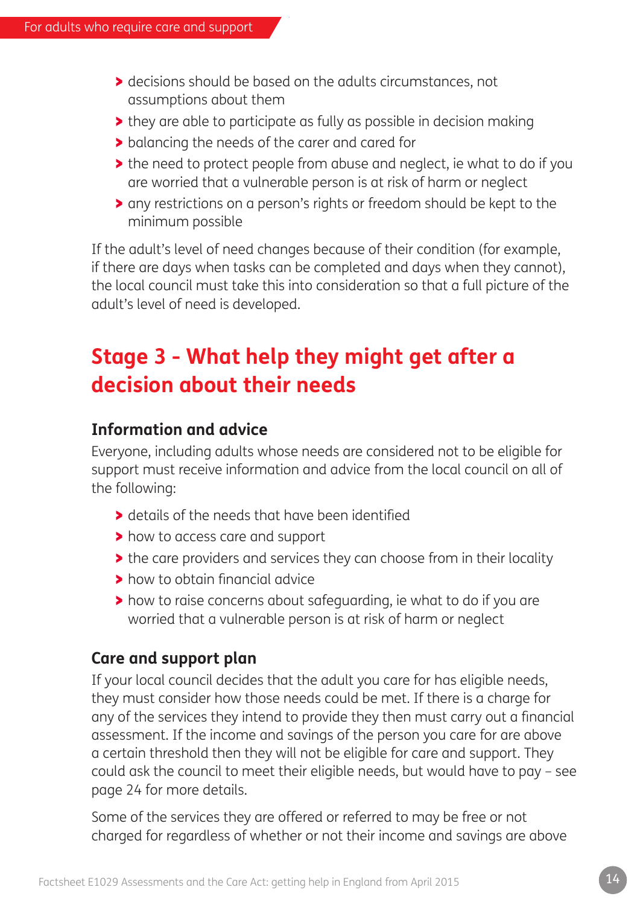- decisions should be based on the adults circumstances, not assumptions about them
- they are able to participate as fully as possible in decision making
- balancing the needs of the carer and cared for
- the need to protect people from abuse and neglect, ie what to do if you are worried that a vulnerable person is at risk of harm or neglect
- any restrictions on a person's rights or freedom should be kept to the minimum possible

If the adult's level of need changes because of their condition (for example, if there are days when tasks can be completed and days when they cannot), the local council must take this into consideration so that a full picture of the adult's level of need is developed.

## Stage 3 - What help they might get after a decision about their needs

### Information and advice

Everyone, including adults whose needs are considered not to be eligible for support must receive information and advice from the local council on all of the following:

- details of the needs that have been identified
- how to access care and support
- the care providers and services they can choose from in their locality
- how to obtain financial advice
- how to raise concerns about safeguarding, ie what to do if you are worried that a vulnerable person is at risk of harm or neglect

### Care and support plan

If your local council decides that the adult you care for has eligible needs, they must consider how those needs could be met. If there is a charge for any of the services they intend to provide they then must carry out a financial assessment. If the income and savings of the person you care for are above a certain threshold then they will not be eligible for care and support. They could ask the council to meet their eligible needs, but would have to pay – see page 24 for more details.

Some of the services they are offered or referred to may be free or not charged for regardless of whether or not their income and savings are above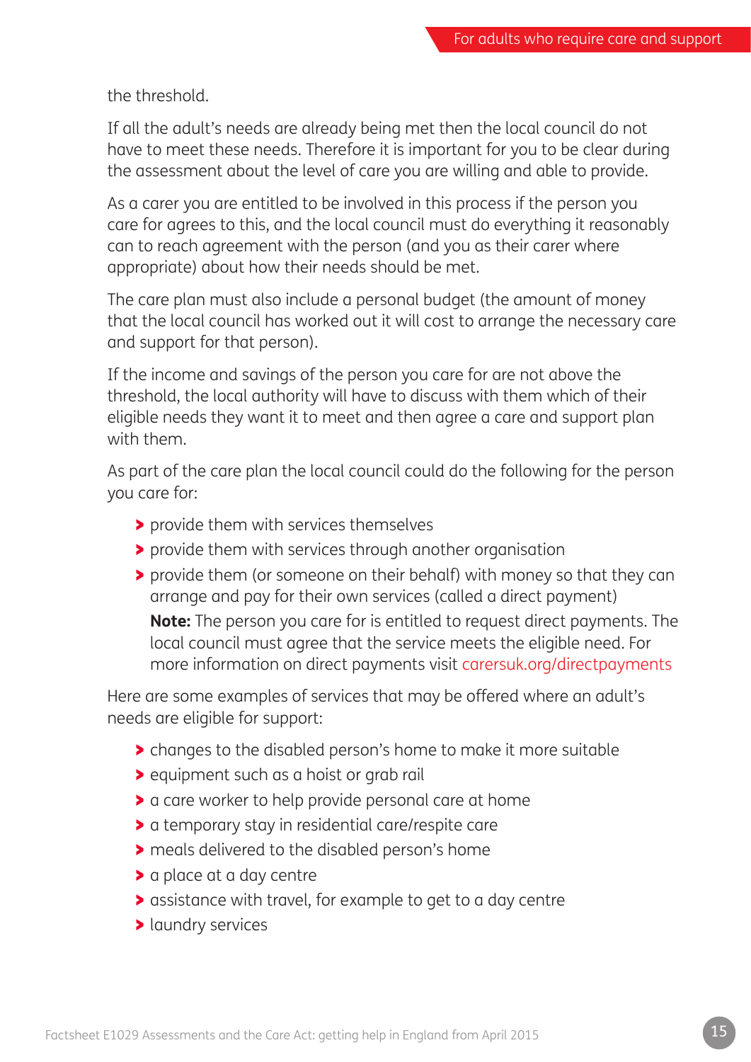the threshold.

If all the adult's needs are already being met then the local council do not have to meet these needs. Therefore it is important for you to be clear during the assessment about the level of care you are willing and able to provide.

As a carer you are entitled to be involved in this process if the person you care for agrees to this, and the local council must do everything it reasonably can to reach agreement with the person (and you as their carer where appropriate) about how their needs should be met.

The care plan must also include a personal budget (the amount of money that the local council has worked out it will cost to arrange the necessary care and support for that person).

If the income and savings of the person you care for are not above the threshold, the local authority will have to discuss with them which of their eligible needs they want it to meet and then agree a care and support plan with them.

As part of the care plan the local council could do the following for the person you care for:

- provide them with services themselves
- provide them with services through another organisation
- provide them (or someone on their behalf) with money so that they can arrange and pay for their own services (called a direct payment)

  **Note:** The person you care for is entitled to request direct payments. The local council must agree that the service meets the eligible need. For more information on direct payments visit carersuk.org/directpayments

Here are some examples of services that may be offered where an adult's needs are eligible for support:

- changes to the disabled person's home to make it more suitable
- equipment such as a hoist or grab rail
- a care worker to help provide personal care at home
- a temporary stay in residential care/respite care
- meals delivered to the disabled person's home
- a place at a day centre
- assistance with travel, for example to get to a day centre
- laundry services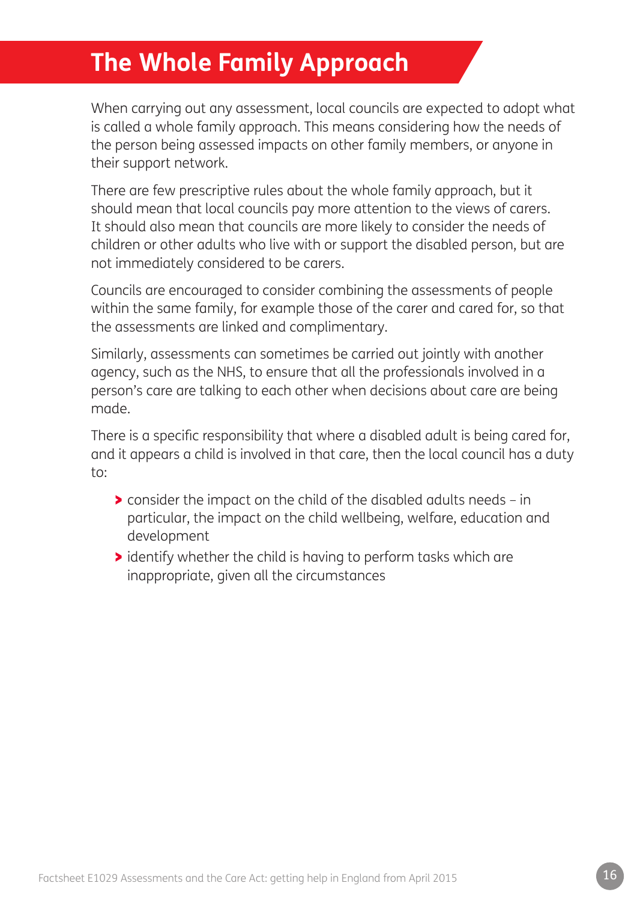# The Whole Family Approach

When carrying out any assessment, local councils are expected to adopt what is called a whole family approach. This means considering how the needs of the person being assessed impacts on other family members, or anyone in their support network.

There are few prescriptive rules about the whole family approach, but it should mean that local councils pay more attention to the views of carers. It should also mean that councils are more likely to consider the needs of children or other adults who live with or support the disabled person, but are not immediately considered to be carers.

Councils are encouraged to consider combining the assessments of people within the same family, for example those of the carer and cared for, so that the assessments are linked and complimentary.

Similarly, assessments can sometimes be carried out jointly with another agency, such as the NHS, to ensure that all the professionals involved in a person's care are talking to each other when decisions about care are being made.

There is a specific responsibility that where a disabled adult is being cared for, and it appears a child is involved in that care, then the local council has a duty to:

- consider the impact on the child of the disabled adults needs – in particular, the impact on the child wellbeing, welfare, education and development
- identify whether the child is having to perform tasks which are inappropriate, given all the circumstances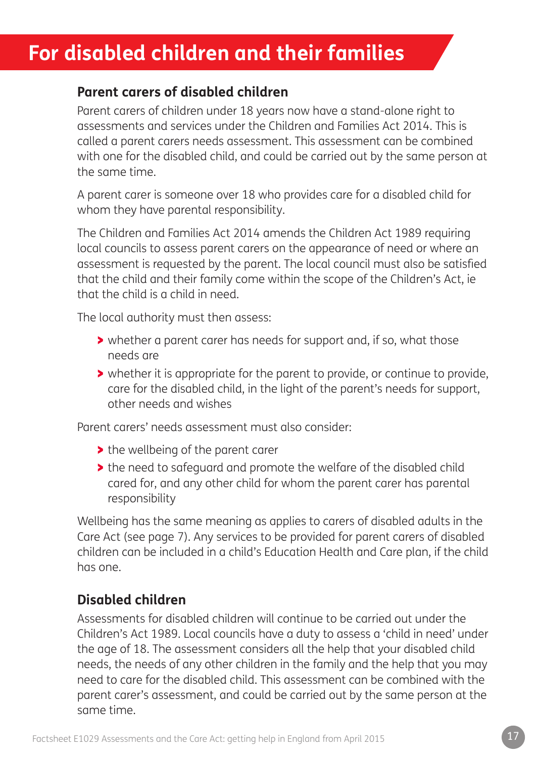# For disabled children and their families

## Parent carers of disabled children

Parent carers of children under 18 years now have a stand-alone right to assessments and services under the Children and Families Act 2014. This is called a parent carers needs assessment. This assessment can be combined with one for the disabled child, and could be carried out by the same person at the same time.

A parent carer is someone over 18 who provides care for a disabled child for whom they have parental responsibility.

The Children and Families Act 2014 amends the Children Act 1989 requiring local councils to assess parent carers on the appearance of need or where an assessment is requested by the parent. The local council must also be satisfied that the child and their family come within the scope of the Children's Act, ie that the child is a child in need.

The local authority must then assess:

- whether a parent carer has needs for support and, if so, what those needs are
- whether it is appropriate for the parent to provide, or continue to provide, care for the disabled child, in the light of the parent's needs for support, other needs and wishes

Parent carers' needs assessment must also consider:

- the wellbeing of the parent carer
- the need to safeguard and promote the welfare of the disabled child cared for, and any other child for whom the parent carer has parental responsibility

Wellbeing has the same meaning as applies to carers of disabled adults in the Care Act (see page 7). Any services to be provided for parent carers of disabled children can be included in a child's Education Health and Care plan, if the child has one.

## Disabled children

Assessments for disabled children will continue to be carried out under the Children's Act 1989. Local councils have a duty to assess a 'child in need' under the age of 18. The assessment considers all the help that your disabled child needs, the needs of any other children in the family and the help that you may need to care for the disabled child. This assessment can be combined with the parent carer's assessment, and could be carried out by the same person at the same time.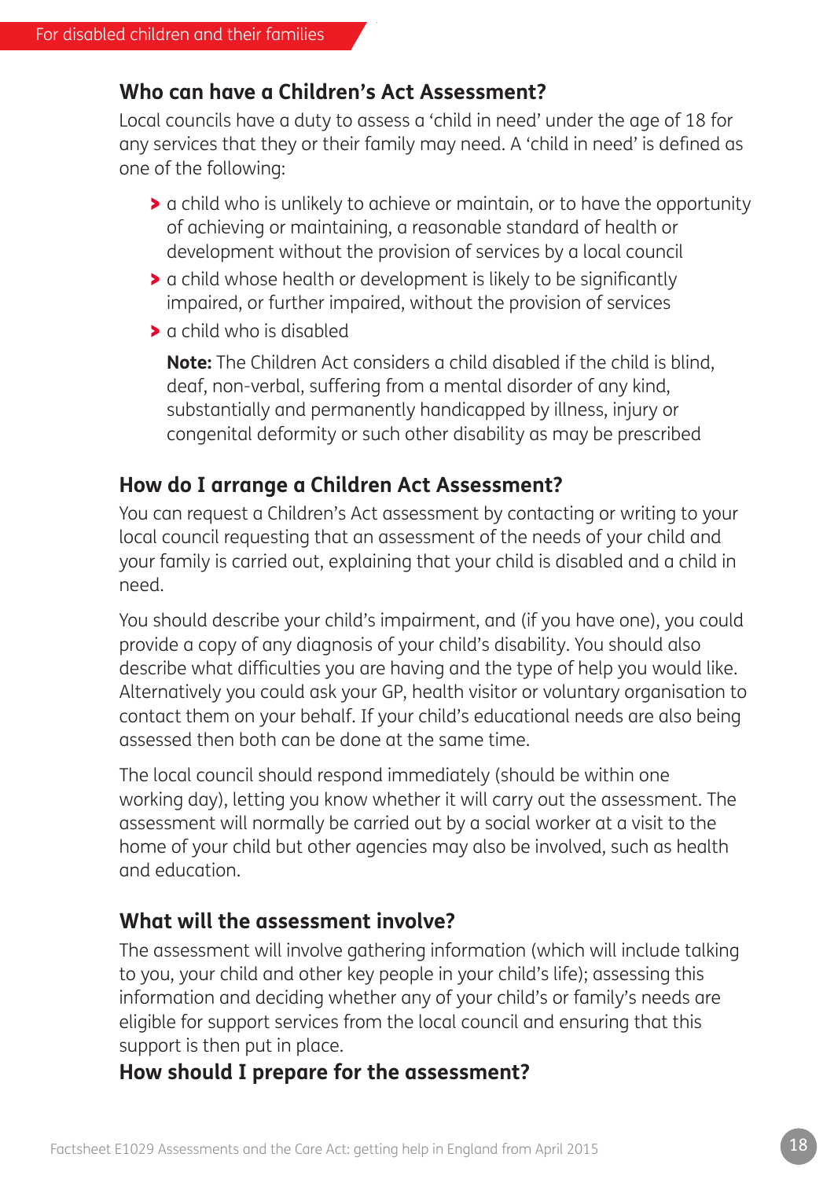## Who can have a Children's Act Assessment?

Local councils have a duty to assess a 'child in need' under the age of 18 for any services that they or their family may need. A 'child in need' is defined as one of the following:

- a child who is unlikely to achieve or maintain, or to have the opportunity of achieving or maintaining, a reasonable standard of health or development without the provision of services by a local council
- a child whose health or development is likely to be significantly impaired, or further impaired, without the provision of services
- a child who is disabled

  **Note:** The Children Act considers a child disabled if the child is blind, deaf, non-verbal, suffering from a mental disorder of any kind, substantially and permanently handicapped by illness, injury or congenital deformity or such other disability as may be prescribed

## How do I arrange a Children Act Assessment?

You can request a Children's Act assessment by contacting or writing to your local council requesting that an assessment of the needs of your child and your family is carried out, explaining that your child is disabled and a child in need.

You should describe your child's impairment, and (if you have one), you could provide a copy of any diagnosis of your child's disability. You should also describe what difficulties you are having and the type of help you would like. Alternatively you could ask your GP, health visitor or voluntary organisation to contact them on your behalf. If your child's educational needs are also being assessed then both can be done at the same time.

The local council should respond immediately (should be within one working day), letting you know whether it will carry out the assessment. The assessment will normally be carried out by a social worker at a visit to the home of your child but other agencies may also be involved, such as health and education.

## What will the assessment involve?

The assessment will involve gathering information (which will include talking to you, your child and other key people in your child's life); assessing this information and deciding whether any of your child's or family's needs are eligible for support services from the local council and ensuring that this support is then put in place.

## How should I prepare for the assessment?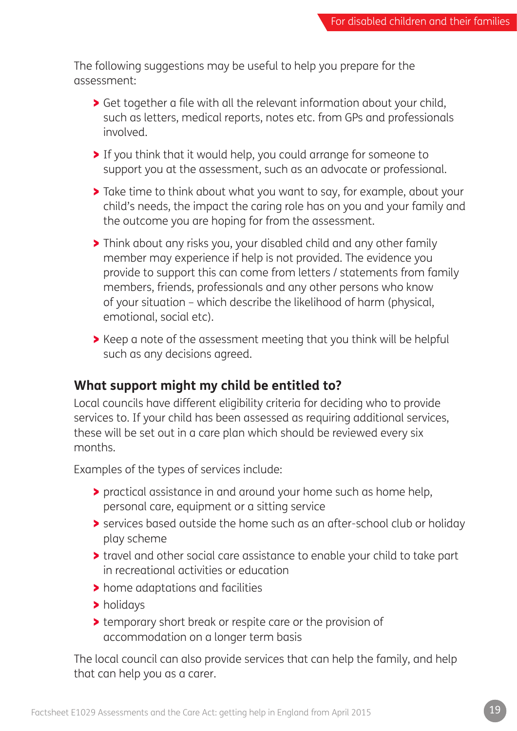The following suggestions may be useful to help you prepare for the assessment:

- Get together a file with all the relevant information about your child, such as letters, medical reports, notes etc. from GPs and professionals involved.
- If you think that it would help, you could arrange for someone to support you at the assessment, such as an advocate or professional.
- Take time to think about what you want to say, for example, about your child's needs, the impact the caring role has on you and your family and the outcome you are hoping for from the assessment.
- Think about any risks you, your disabled child and any other family member may experience if help is not provided. The evidence you provide to support this can come from letters / statements from family members, friends, professionals and any other persons who know of your situation – which describe the likelihood of harm (physical, emotional, social etc).
- Keep a note of the assessment meeting that you think will be helpful such as any decisions agreed.

## What support might my child be entitled to?

Local councils have different eligibility criteria for deciding who to provide services to. If your child has been assessed as requiring additional services, these will be set out in a care plan which should be reviewed every six months.

Examples of the types of services include:

- practical assistance in and around your home such as home help, personal care, equipment or a sitting service
- services based outside the home such as an after-school club or holiday play scheme
- travel and other social care assistance to enable your child to take part in recreational activities or education
- home adaptations and facilities
- holidays
- temporary short break or respite care or the provision of accommodation on a longer term basis

The local council can also provide services that can help the family, and help that can help you as a carer.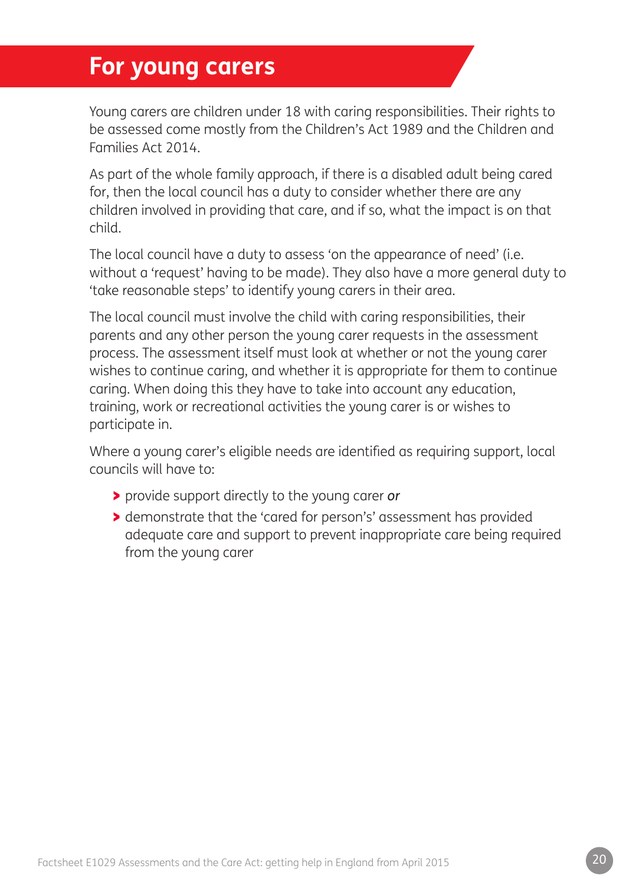## For young carers

Young carers are children under 18 with caring responsibilities. Their rights to be assessed come mostly from the Children's Act 1989 and the Children and Families Act 2014.

As part of the whole family approach, if there is a disabled adult being cared for, then the local council has a duty to consider whether there are any children involved in providing that care, and if so, what the impact is on that child.

The local council have a duty to assess 'on the appearance of need' (i.e. without a 'request' having to be made). They also have a more general duty to 'take reasonable steps' to identify young carers in their area.

The local council must involve the child with caring responsibilities, their parents and any other person the young carer requests in the assessment process. The assessment itself must look at whether or not the young carer wishes to continue caring, and whether it is appropriate for them to continue caring. When doing this they have to take into account any education, training, work or recreational activities the young carer is or wishes to participate in.

Where a young carer's eligible needs are identified as requiring support, local councils will have to:

- provide support directly to the young carer ***or***
- demonstrate that the 'cared for person's' assessment has provided adequate care and support to prevent inappropriate care being required from the young carer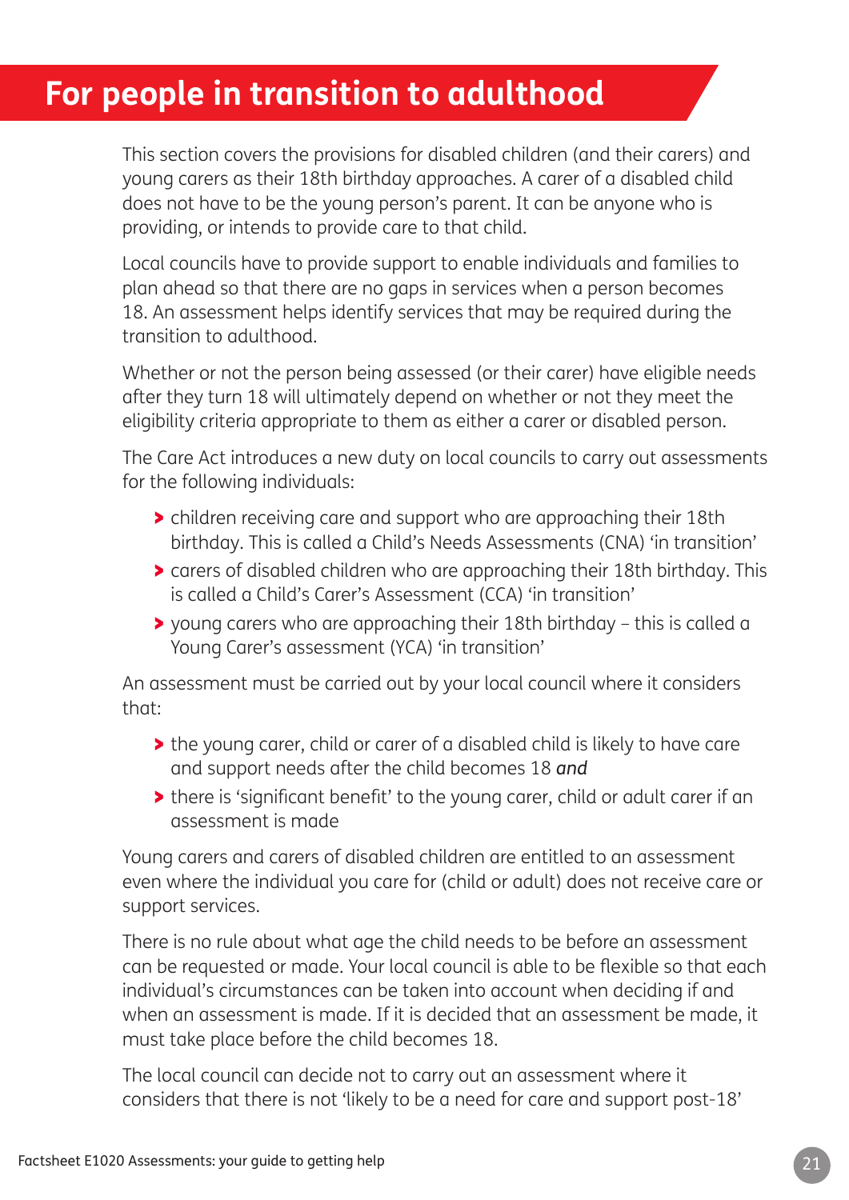# For people in transition to adulthood

This section covers the provisions for disabled children (and their carers) and young carers as their 18th birthday approaches. A carer of a disabled child does not have to be the young person's parent. It can be anyone who is providing, or intends to provide care to that child.

Local councils have to provide support to enable individuals and families to plan ahead so that there are no gaps in services when a person becomes 18. An assessment helps identify services that may be required during the transition to adulthood.

Whether or not the person being assessed (or their carer) have eligible needs after they turn 18 will ultimately depend on whether or not they meet the eligibility criteria appropriate to them as either a carer or disabled person.

The Care Act introduces a new duty on local councils to carry out assessments for the following individuals:

- children receiving care and support who are approaching their 18th birthday. This is called a Child's Needs Assessments (CNA) 'in transition'
- carers of disabled children who are approaching their 18th birthday. This is called a Child's Carer's Assessment (CCA) 'in transition'
- young carers who are approaching their 18th birthday – this is called a Young Carer's assessment (YCA) 'in transition'

An assessment must be carried out by your local council where it considers that:

- the young carer, child or carer of a disabled child is likely to have care and support needs after the child becomes 18 ***and***
- there is 'significant benefit' to the young carer, child or adult carer if an assessment is made

Young carers and carers of disabled children are entitled to an assessment even where the individual you care for (child or adult) does not receive care or support services.

There is no rule about what age the child needs to be before an assessment can be requested or made. Your local council is able to be flexible so that each individual's circumstances can be taken into account when deciding if and when an assessment is made. If it is decided that an assessment be made, it must take place before the child becomes 18.

The local council can decide not to carry out an assessment where it considers that there is not 'likely to be a need for care and support post-18'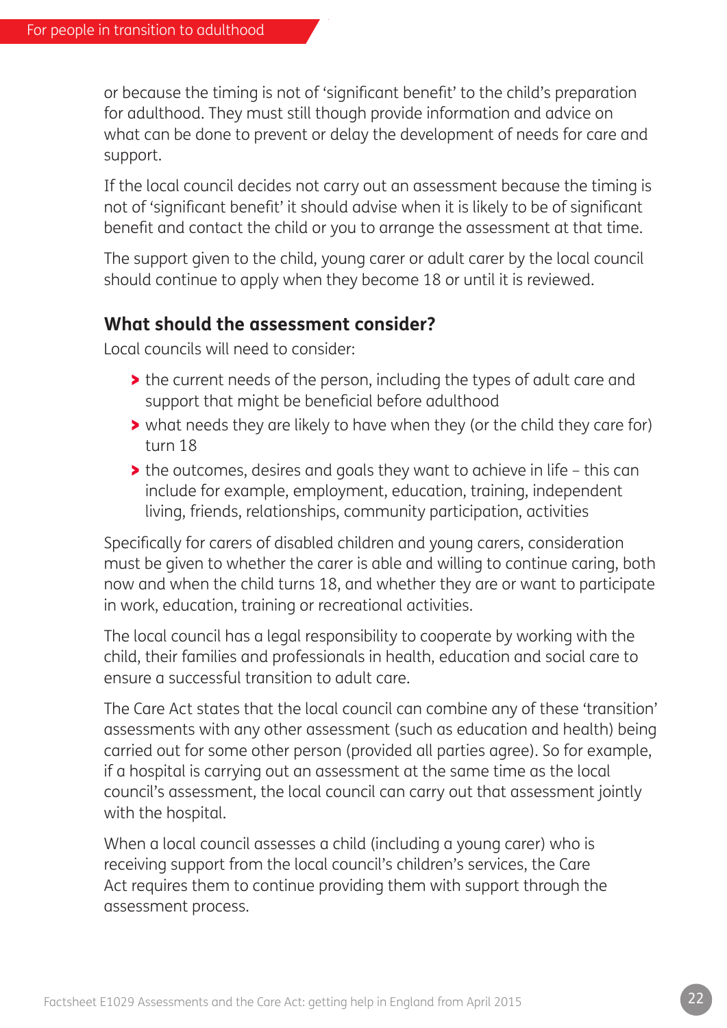or because the timing is not of 'significant benefit' to the child's preparation for adulthood. They must still though provide information and advice on what can be done to prevent or delay the development of needs for care and support.

If the local council decides not carry out an assessment because the timing is not of 'significant benefit' it should advise when it is likely to be of significant benefit and contact the child or you to arrange the assessment at that time.

The support given to the child, young carer or adult carer by the local council should continue to apply when they become 18 or until it is reviewed.

### What should the assessment consider?

Local councils will need to consider:

- the current needs of the person, including the types of adult care and support that might be beneficial before adulthood
- what needs they are likely to have when they (or the child they care for) turn 18
- the outcomes, desires and goals they want to achieve in life – this can include for example, employment, education, training, independent living, friends, relationships, community participation, activities

Specifically for carers of disabled children and young carers, consideration must be given to whether the carer is able and willing to continue caring, both now and when the child turns 18, and whether they are or want to participate in work, education, training or recreational activities.

The local council has a legal responsibility to cooperate by working with the child, their families and professionals in health, education and social care to ensure a successful transition to adult care.

The Care Act states that the local council can combine any of these 'transition' assessments with any other assessment (such as education and health) being carried out for some other person (provided all parties agree). So for example, if a hospital is carrying out an assessment at the same time as the local council's assessment, the local council can carry out that assessment jointly with the hospital.

When a local council assesses a child (including a young carer) who is receiving support from the local council's children's services, the Care Act requires them to continue providing them with support through the assessment process.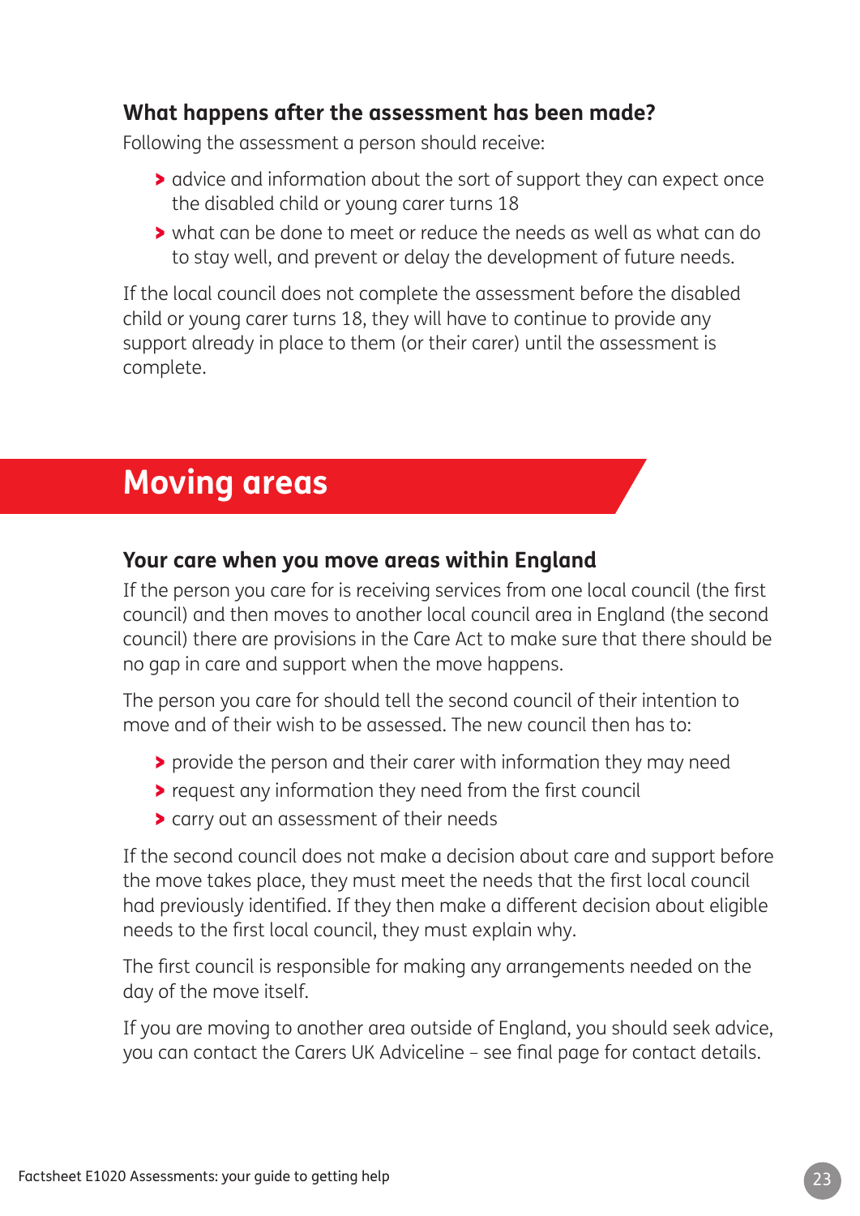### What happens after the assessment has been made?

Following the assessment a person should receive:

- advice and information about the sort of support they can expect once the disabled child or young carer turns 18
- what can be done to meet or reduce the needs as well as what can do to stay well, and prevent or delay the development of future needs.

If the local council does not complete the assessment before the disabled child or young carer turns 18, they will have to continue to provide any support already in place to them (or their carer) until the assessment is complete.

## Moving areas

### Your care when you move areas within England

If the person you care for is receiving services from one local council (the first council) and then moves to another local council area in England (the second council) there are provisions in the Care Act to make sure that there should be no gap in care and support when the move happens.

The person you care for should tell the second council of their intention to move and of their wish to be assessed. The new council then has to:

- provide the person and their carer with information they may need
- request any information they need from the first council
- carry out an assessment of their needs

If the second council does not make a decision about care and support before the move takes place, they must meet the needs that the first local council had previously identified. If they then make a different decision about eligible needs to the first local council, they must explain why.

The first council is responsible for making any arrangements needed on the day of the move itself.

If you are moving to another area outside of England, you should seek advice, you can contact the Carers UK Adviceline – see final page for contact details.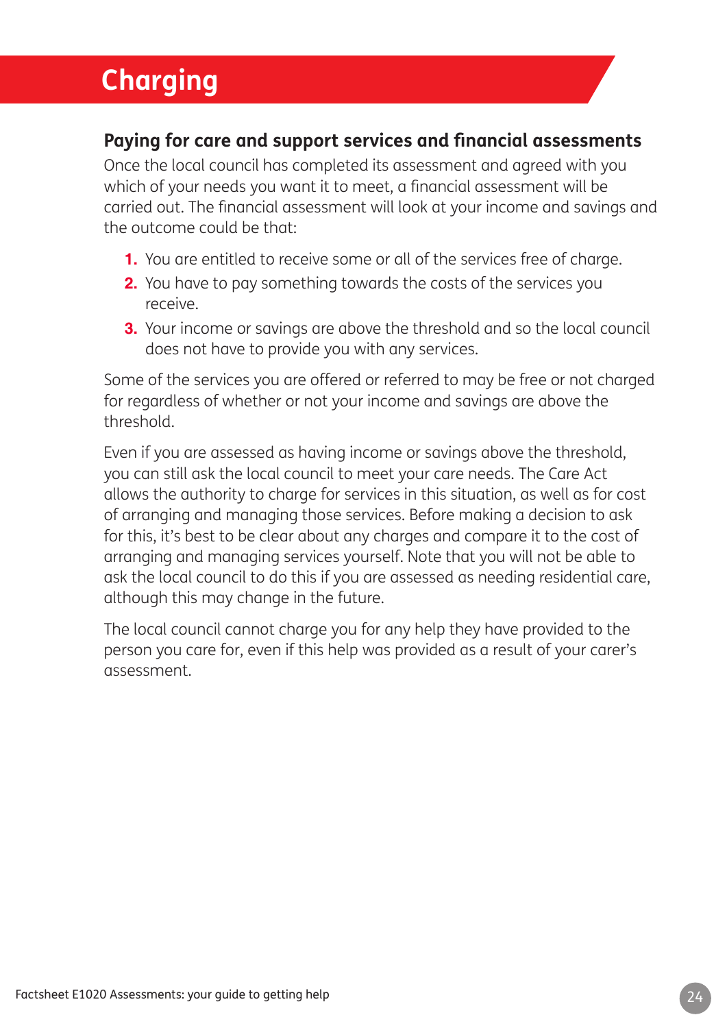# Charging

## Paying for care and support services and financial assessments

Once the local council has completed its assessment and agreed with you which of your needs you want it to meet, a financial assessment will be carried out. The financial assessment will look at your income and savings and the outcome could be that:

1. You are entitled to receive some or all of the services free of charge.
2. You have to pay something towards the costs of the services you receive.
3. Your income or savings are above the threshold and so the local council does not have to provide you with any services.

Some of the services you are offered or referred to may be free or not charged for regardless of whether or not your income and savings are above the threshold.

Even if you are assessed as having income or savings above the threshold, you can still ask the local council to meet your care needs. The Care Act allows the authority to charge for services in this situation, as well as for cost of arranging and managing those services. Before making a decision to ask for this, it's best to be clear about any charges and compare it to the cost of arranging and managing services yourself. Note that you will not be able to ask the local council to do this if you are assessed as needing residential care, although this may change in the future.

The local council cannot charge you for any help they have provided to the person you care for, even if this help was provided as a result of your carer's assessment.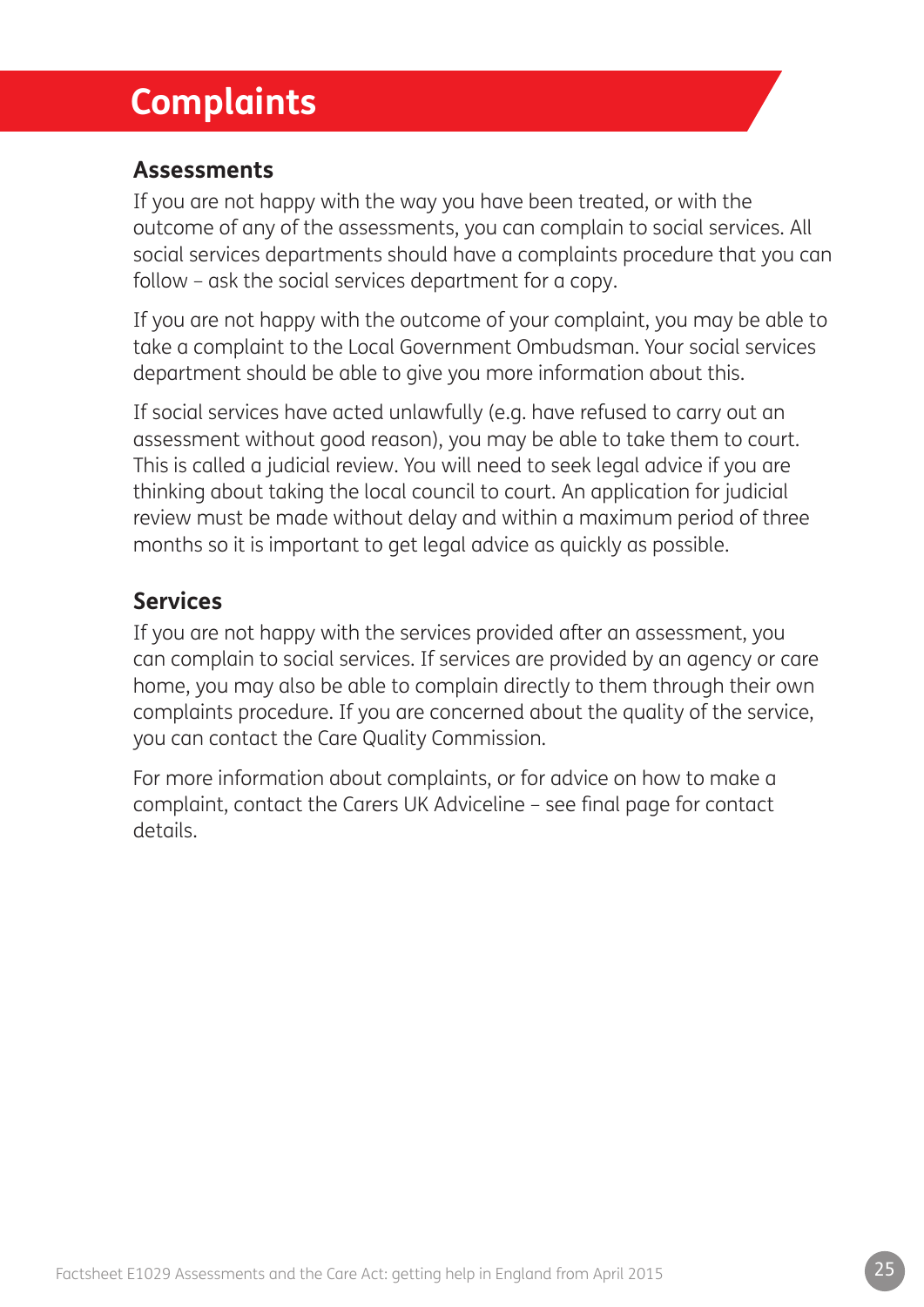# Complaints

## Assessments

If you are not happy with the way you have been treated, or with the outcome of any of the assessments, you can complain to social services. All social services departments should have a complaints procedure that you can follow – ask the social services department for a copy.

If you are not happy with the outcome of your complaint, you may be able to take a complaint to the Local Government Ombudsman. Your social services department should be able to give you more information about this.

If social services have acted unlawfully (e.g. have refused to carry out an assessment without good reason), you may be able to take them to court. This is called a judicial review. You will need to seek legal advice if you are thinking about taking the local council to court. An application for judicial review must be made without delay and within a maximum period of three months so it is important to get legal advice as quickly as possible.

## Services

If you are not happy with the services provided after an assessment, you can complain to social services. If services are provided by an agency or care home, you may also be able to complain directly to them through their own complaints procedure. If you are concerned about the quality of the service, you can contact the Care Quality Commission.

For more information about complaints, or for advice on how to make a complaint, contact the Carers UK Adviceline – see final page for contact details.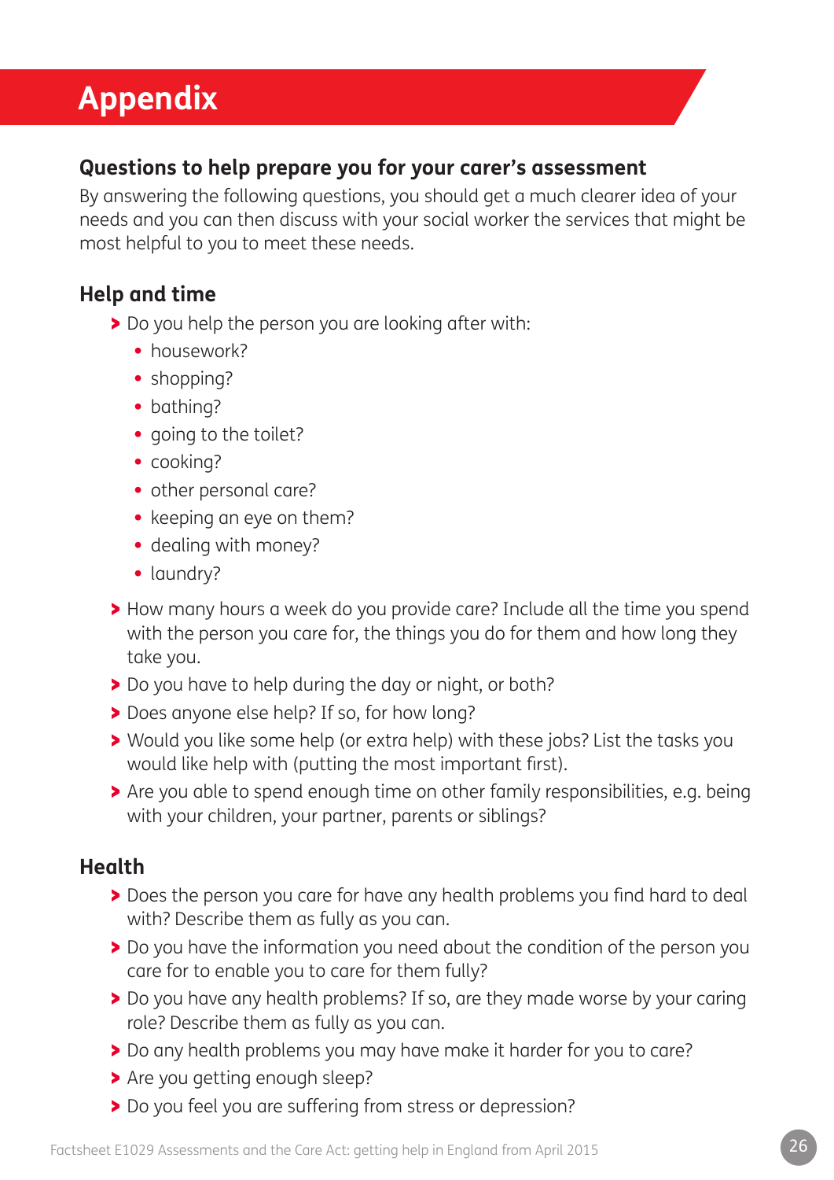# Appendix

## Questions to help prepare you for your carer's assessment

By answering the following questions, you should get a much clearer idea of your needs and you can then discuss with your social worker the services that might be most helpful to you to meet these needs.

## Help and time

- Do you help the person you are looking after with:
  - housework?
  - shopping?
  - bathing?
  - going to the toilet?
  - cooking?
  - other personal care?
  - keeping an eye on them?
  - dealing with money?
  - laundry?
- How many hours a week do you provide care? Include all the time you spend with the person you care for, the things you do for them and how long they take you.
- Do you have to help during the day or night, or both?
- Does anyone else help? If so, for how long?
- Would you like some help (or extra help) with these jobs? List the tasks you would like help with (putting the most important first).
- Are you able to spend enough time on other family responsibilities, e.g. being with your children, your partner, parents or siblings?

## Health

- Does the person you care for have any health problems you find hard to deal with? Describe them as fully as you can.
- Do you have the information you need about the condition of the person you care for to enable you to care for them fully?
- Do you have any health problems? If so, are they made worse by your caring role? Describe them as fully as you can.
- Do any health problems you may have make it harder for you to care?
- Are you getting enough sleep?
- Do you feel you are suffering from stress or depression?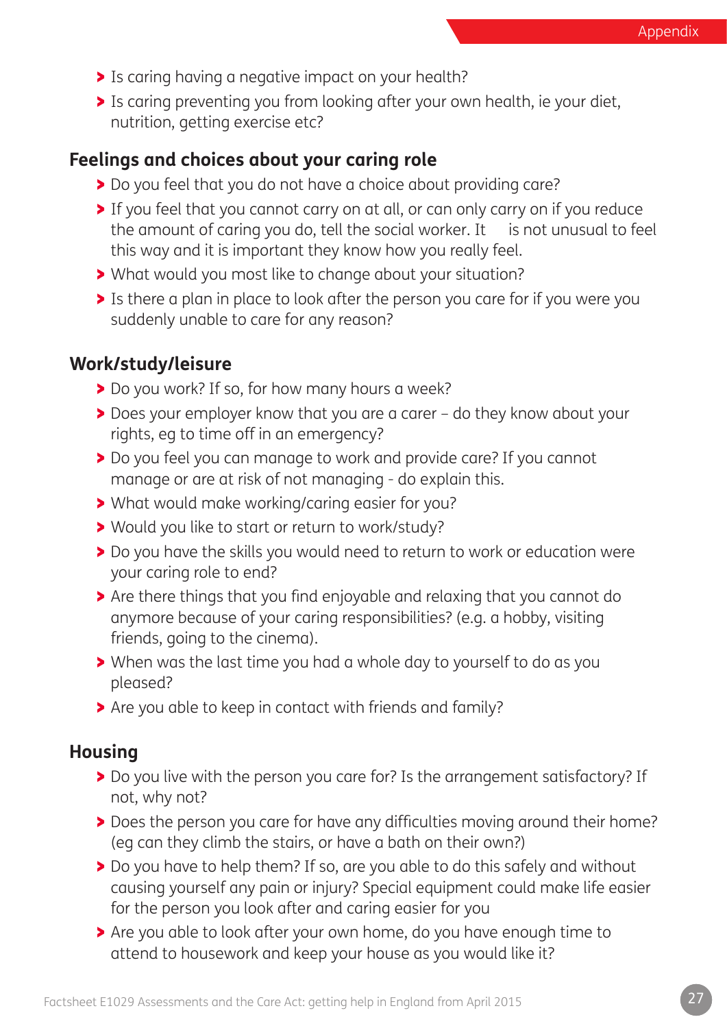- Is caring having a negative impact on your health?
- Is caring preventing you from looking after your own health, ie your diet, nutrition, getting exercise etc?

## Feelings and choices about your caring role

- Do you feel that you do not have a choice about providing care?
- If you feel that you cannot carry on at all, or can only carry on if you reduce the amount of caring you do, tell the social worker. It is not unusual to feel this way and it is important they know how you really feel.
- What would you most like to change about your situation?
- Is there a plan in place to look after the person you care for if you were you suddenly unable to care for any reason?

## Work/study/leisure

- Do you work? If so, for how many hours a week?
- Does your employer know that you are a carer – do they know about your rights, eg to time off in an emergency?
- Do you feel you can manage to work and provide care? If you cannot manage or are at risk of not managing - do explain this.
- What would make working/caring easier for you?
- Would you like to start or return to work/study?
- Do you have the skills you would need to return to work or education were your caring role to end?
- Are there things that you find enjoyable and relaxing that you cannot do anymore because of your caring responsibilities? (e.g. a hobby, visiting friends, going to the cinema).
- When was the last time you had a whole day to yourself to do as you pleased?
- Are you able to keep in contact with friends and family?

## Housing

- Do you live with the person you care for? Is the arrangement satisfactory? If not, why not?
- Does the person you care for have any difficulties moving around their home? (eg can they climb the stairs, or have a bath on their own?)
- Do you have to help them? If so, are you able to do this safely and without causing yourself any pain or injury? Special equipment could make life easier for the person you look after and caring easier for you
- Are you able to look after your own home, do you have enough time to attend to housework and keep your house as you would like it?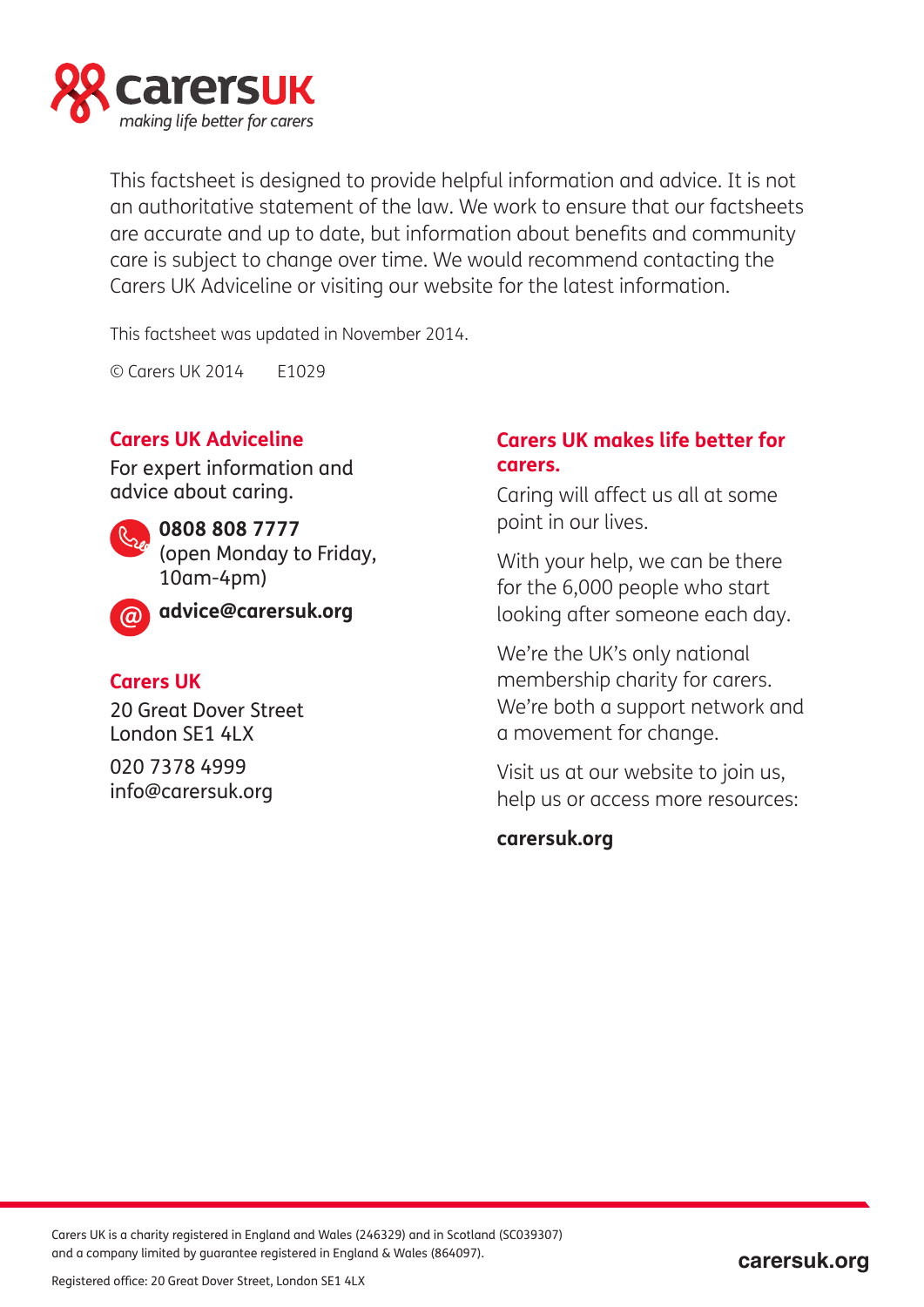carersUK
*making life better for carers*

This factsheet is designed to provide helpful information and advice. It is not an authoritative statement of the law. We work to ensure that our factsheets are accurate and up to date, but information about benefits and community care is subject to change over time. We would recommend contacting the Carers UK Adviceline or visiting our website for the latest information.

This factsheet was updated in November 2014.

© Carers UK 2014 E1029

## Carers UK Adviceline

For expert information and advice about caring.

**0808 808 7777** (open Monday to Friday, 10am-4pm)

**advice@carersuk.org**

## Carers UK

20 Great Dover Street
London SE1 4LX

020 7378 4999
info@carersuk.org

## Carers UK makes life better for carers.

Caring will affect us all at some point in our lives.

With your help, we can be there for the 6,000 people who start looking after someone each day.

We're the UK's only national membership charity for carers. We're both a support network and a movement for change.

Visit us at our website to join us, help us or access more resources:

**carersuk.org**

Carers UK is a charity registered in England and Wales (246329) and in Scotland (SC039307) and a company limited by guarantee registered in England & Wales (864097).

Registered office: 20 Great Dover Street, London SE1 4LX

**carersuk.org**